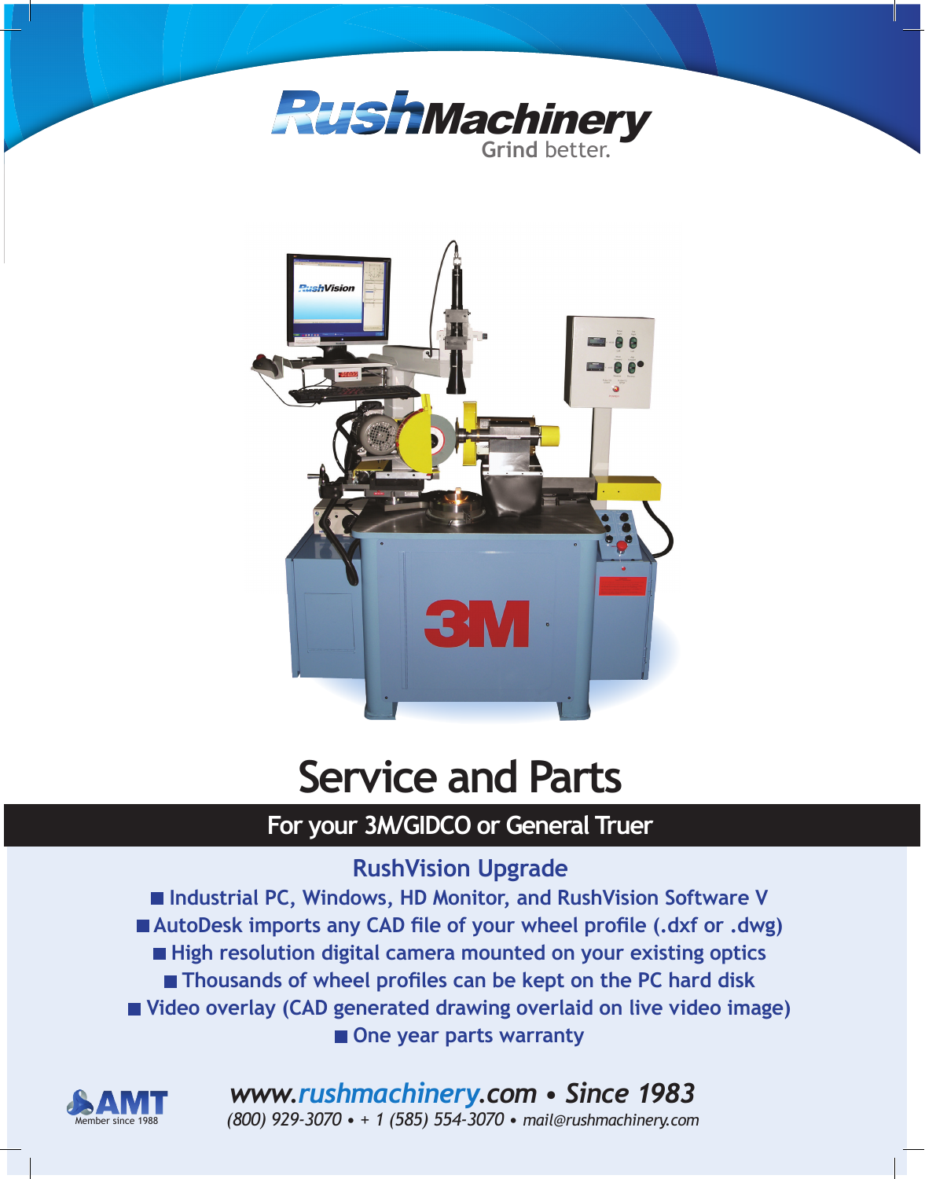# RushMachinery

Grind better.

# Service and Parts

## For your 3M/GIDCO or General Truer

### RushVision Upgrade

- Industrial PC, Windows, HD Monitor, and RushVision Software V
- AutoDesk imports any CAD file of your wheel profile (.dxf or .dwg)
- High resolution digital camera mounted on your existing optics
- Thousands of wheel profiles can be kept on the PC hard disk
- Video overlay (CAD generated drawing overlaid on live video image)
- One year parts warranty

AMT Member since 1988

***www.rushmachinery.com • Since 1983***

*(800) 929-3070 • + 1 (585) 554-3070 • mail@rushmachinery.com*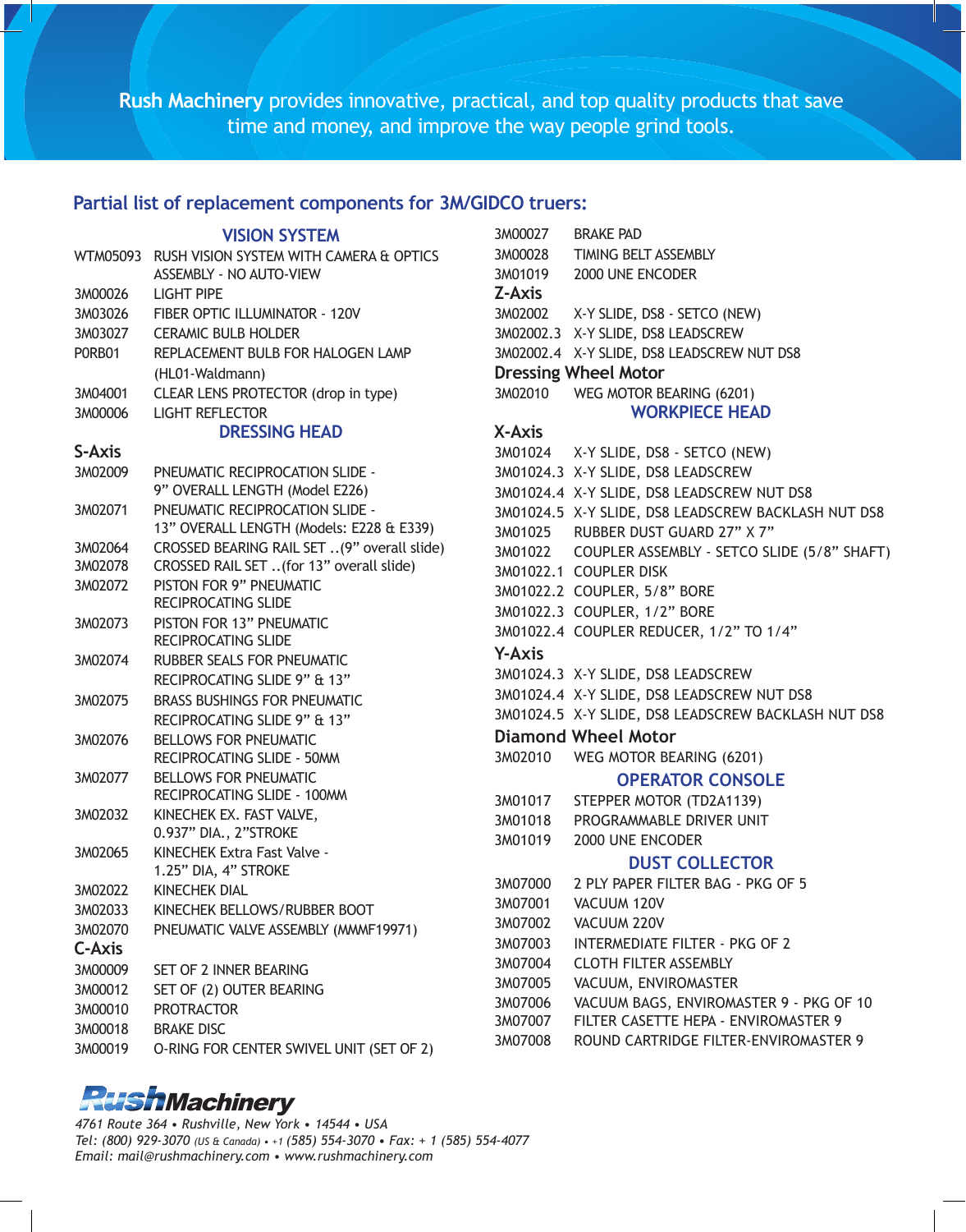**Rush Machinery** provides innovative, practical, and top quality products that save time and money, and improve the way people grind tools.

## Partial list of replacement components for 3M/GIDCO truers:

### VISION SYSTEM

| | |
|---|---|
| WTM05093 | RUSH VISION SYSTEM WITH CAMERA & OPTICS ASSEMBLY - NO AUTO-VIEW |
| 3M00026 | LIGHT PIPE |
| 3M03026 | FIBER OPTIC ILLUMINATOR - 120V |
| 3M03027 | CERAMIC BULB HOLDER |
| P0RB01 | REPLACEMENT BULB FOR HALOGEN LAMP (HL01-Waldmann) |
| 3M04001 | CLEAR LENS PROTECTOR (drop in type) |
| 3M00006 | LIGHT REFLECTOR |

### DRESSING HEAD

#### S-Axis

| | |
|---|---|
| 3M02009 | PNEUMATIC RECIPROCATION SLIDE - 9" OVERALL LENGTH (Model E226) |
| 3M02071 | PNEUMATIC RECIPROCATION SLIDE - 13" OVERALL LENGTH (Models: E228 & E339) |
| 3M02064 | CROSSED BEARING RAIL SET ..(9" overall slide) |
| 3M02078 | CROSSED RAIL SET ..(for 13" overall slide) |
| 3M02072 | PISTON FOR 9" PNEUMATIC RECIPROCATING SLIDE |
| 3M02073 | PISTON FOR 13" PNEUMATIC RECIPROCATING SLIDE |
| 3M02074 | RUBBER SEALS FOR PNEUMATIC RECIPROCATING SLIDE 9" & 13" |
| 3M02075 | BRASS BUSHINGS FOR PNEUMATIC RECIPROCATING SLIDE 9" & 13" |
| 3M02076 | BELLOWS FOR PNEUMATIC RECIPROCATING SLIDE - 50MM |
| 3M02077 | BELLOWS FOR PNEUMATIC RECIPROCATING SLIDE - 100MM |
| 3M02032 | KINECHEK EX. FAST VALVE, 0.937" DIA., 2"STROKE |
| 3M02065 | KINECHEK Extra Fast Valve - 1.25" DIA, 4" STROKE |
| 3M02022 | KINECHEK DIAL |
| 3M02033 | KINECHEK BELLOWS/RUBBER BOOT |
| 3M02070 | PNEUMATIC VALVE ASSEMBLY (MMMF19971) |

#### C-Axis

| | |
|---|---|
| 3M00009 | SET OF 2 INNER BEARING |
| 3M00012 | SET OF (2) OUTER BEARING |
| 3M00010 | PROTRACTOR |
| 3M00018 | BRAKE DISC |
| 3M00019 | O-RING FOR CENTER SWIVEL UNIT (SET OF 2) |
| 3M00027 | BRAKE PAD |
| 3M00028 | TIMING BELT ASSEMBLY |
| 3M01019 | 2000 UNE ENCODER |

#### Z-Axis

| | |
|---|---|
| 3M02002 | X-Y SLIDE, DS8 - SETCO (NEW) |
| 3M02002.3 | X-Y SLIDE, DS8 LEADSCREW |
| 3M02002.4 | X-Y SLIDE, DS8 LEADSCREW NUT DS8 |

#### Dressing Wheel Motor

| | |
|---|---|
| 3M02010 | WEG MOTOR BEARING (6201) |

### WORKPIECE HEAD

#### X-Axis

| | |
|---|---|
| 3M01024 | X-Y SLIDE, DS8 - SETCO (NEW) |
| 3M01024.3 | X-Y SLIDE, DS8 LEADSCREW |
| 3M01024.4 | X-Y SLIDE, DS8 LEADSCREW NUT DS8 |
| 3M01024.5 | X-Y SLIDE, DS8 LEADSCREW BACKLASH NUT DS8 |
| 3M01025 | RUBBER DUST GUARD 27" X 7" |
| 3M01022 | COUPLER ASSEMBLY - SETCO SLIDE (5/8" SHAFT) |
| 3M01022.1 | COUPLER DISK |
| 3M01022.2 | COUPLER, 5/8" BORE |
| 3M01022.3 | COUPLER, 1/2" BORE |
| 3M01022.4 | COUPLER REDUCER, 1/2" TO 1/4" |

#### Y-Axis

| | |
|---|---|
| 3M01024.3 | X-Y SLIDE, DS8 LEADSCREW |
| 3M01024.4 | X-Y SLIDE, DS8 LEADSCREW NUT DS8 |
| 3M01024.5 | X-Y SLIDE, DS8 LEADSCREW BACKLASH NUT DS8 |

#### Diamond Wheel Motor

| | |
|---|---|
| 3M02010 | WEG MOTOR BEARING (6201) |

### OPERATOR CONSOLE

| | |
|---|---|
| 3M01017 | STEPPER MOTOR (TD2A1139) |
| 3M01018 | PROGRAMMABLE DRIVER UNIT |
| 3M01019 | 2000 UNE ENCODER |

### DUST COLLECTOR

| | |
|---|---|
| 3M07000 | 2 PLY PAPER FILTER BAG - PKG OF 5 |
| 3M07001 | VACUUM 120V |
| 3M07002 | VACUUM 220V |
| 3M07003 | INTERMEDIATE FILTER - PKG OF 2 |
| 3M07004 | CLOTH FILTER ASSEMBLY |
| 3M07005 | VACUUM, ENVIROMASTER |
| 3M07006 | VACUUM BAGS, ENVIROMASTER 9 - PKG OF 10 |
| 3M07007 | FILTER CASETTE HEPA - ENVIROMASTER 9 |
| 3M07008 | ROUND CARTRIDGE FILTER-ENVIROMASTER 9 |

**Rush Machinery**

*4761 Route 364 • Rushville, New York • 14544 • USA*
*Tel: (800) 929-3070 (US & Canada) • +1 (585) 554-3070 • Fax: + 1 (585) 554-4077*
*Email: mail@rushmachinery.com • www.rushmachinery.com*